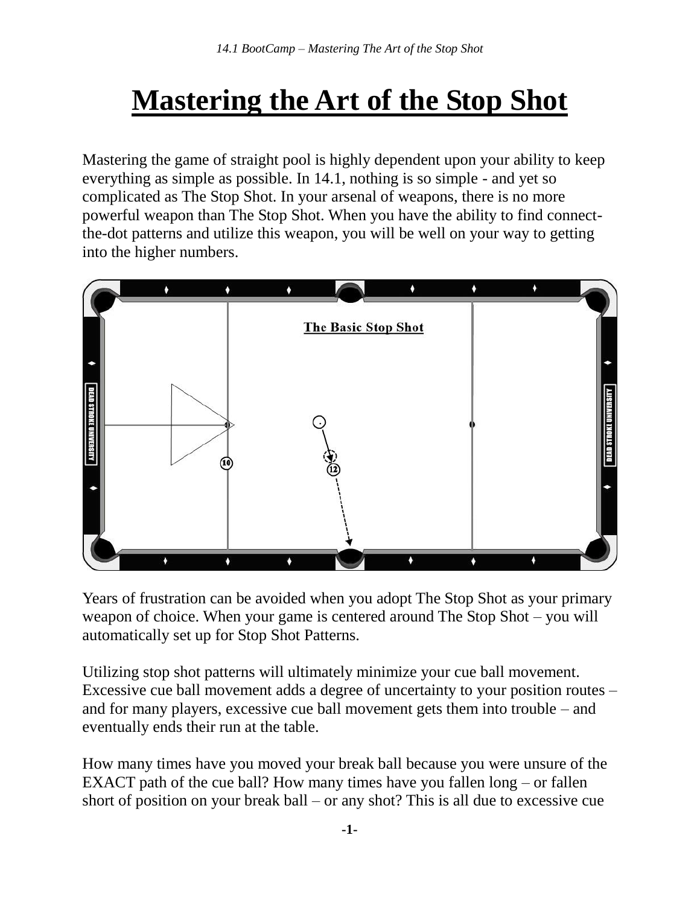# Mastering the Art of the Stop Shot

Mastering the game of straight pool is highly dependent upon your ability to keep everything as simple as possible. In 14.1, nothing is so simple - and yet so complicated as The Stop Shot. In your arsenal of weapons, there is no more powerful weapon than The Stop Shot. When you have the ability to find connect-the-dot patterns and utilize this weapon, you will be well on your way to getting into the higher numbers.

Years of frustration can be avoided when you adopt The Stop Shot as your primary weapon of choice. When your game is centered around The Stop Shot – you will automatically set up for Stop Shot Patterns.

Utilizing stop shot patterns will ultimately minimize your cue ball movement. Excessive cue ball movement adds a degree of uncertainty to your position routes – and for many players, excessive cue ball movement gets them into trouble – and eventually ends their run at the table.

How many times have you moved your break ball because you were unsure of the EXACT path of the cue ball? How many times have you fallen long – or fallen short of position on your break ball – or any shot? This is all due to excessive cue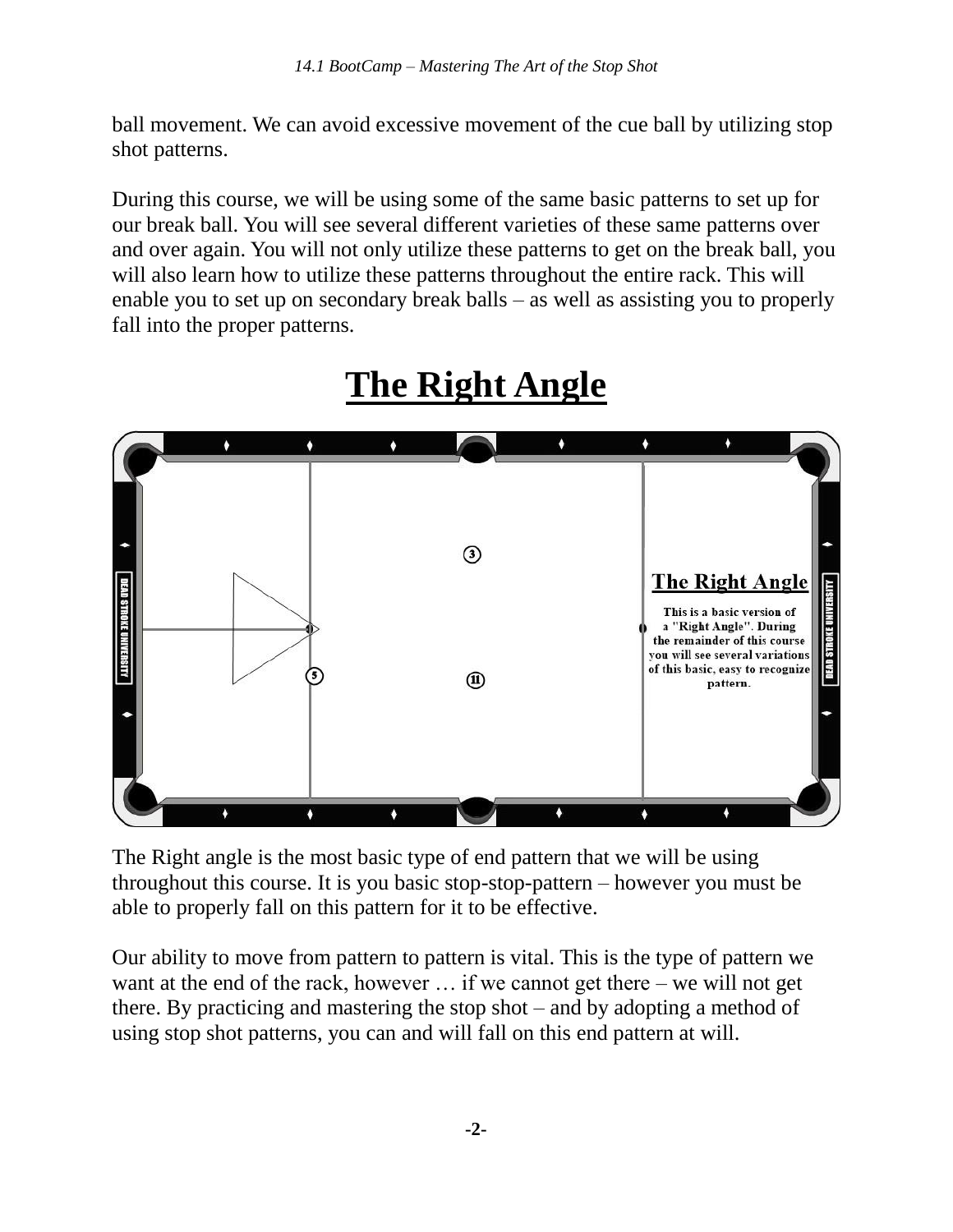ball movement. We can avoid excessive movement of the cue ball by utilizing stop shot patterns.

During this course, we will be using some of the same basic patterns to set up for our break ball. You will see several different varieties of these same patterns over and over again. You will not only utilize these patterns to get on the break ball, you will also learn how to utilize these patterns throughout the entire rack. This will enable you to set up on secondary break balls – as well as assisting you to properly fall into the proper patterns.

# The Right Angle

The Right angle is the most basic type of end pattern that we will be using throughout this course. It is you basic stop-stop-pattern – however you must be able to properly fall on this pattern for it to be effective.

Our ability to move from pattern to pattern is vital. This is the type of pattern we want at the end of the rack, however … if we cannot get there – we will not get there. By practicing and mastering the stop shot – and by adopting a method of using stop shot patterns, you can and will fall on this end pattern at will.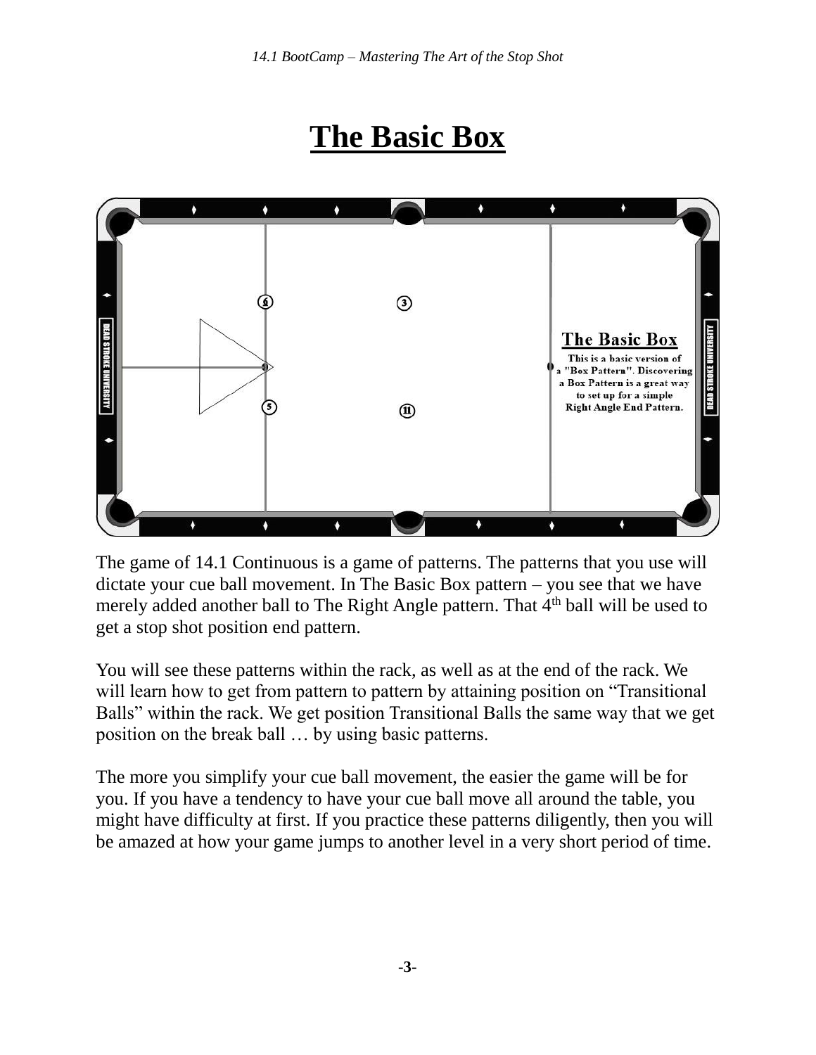# The Basic Box

The game of 14.1 Continuous is a game of patterns. The patterns that you use will dictate your cue ball movement. In The Basic Box pattern – you see that we have merely added another ball to The Right Angle pattern. That 4th ball will be used to get a stop shot position end pattern.

You will see these patterns within the rack, as well as at the end of the rack. We will learn how to get from pattern to pattern by attaining position on “Transitional Balls” within the rack. We get position Transitional Balls the same way that we get position on the break ball … by using basic patterns.

The more you simplify your cue ball movement, the easier the game will be for you. If you have a tendency to have your cue ball move all around the table, you might have difficulty at first. If you practice these patterns diligently, then you will be amazed at how your game jumps to another level in a very short period of time.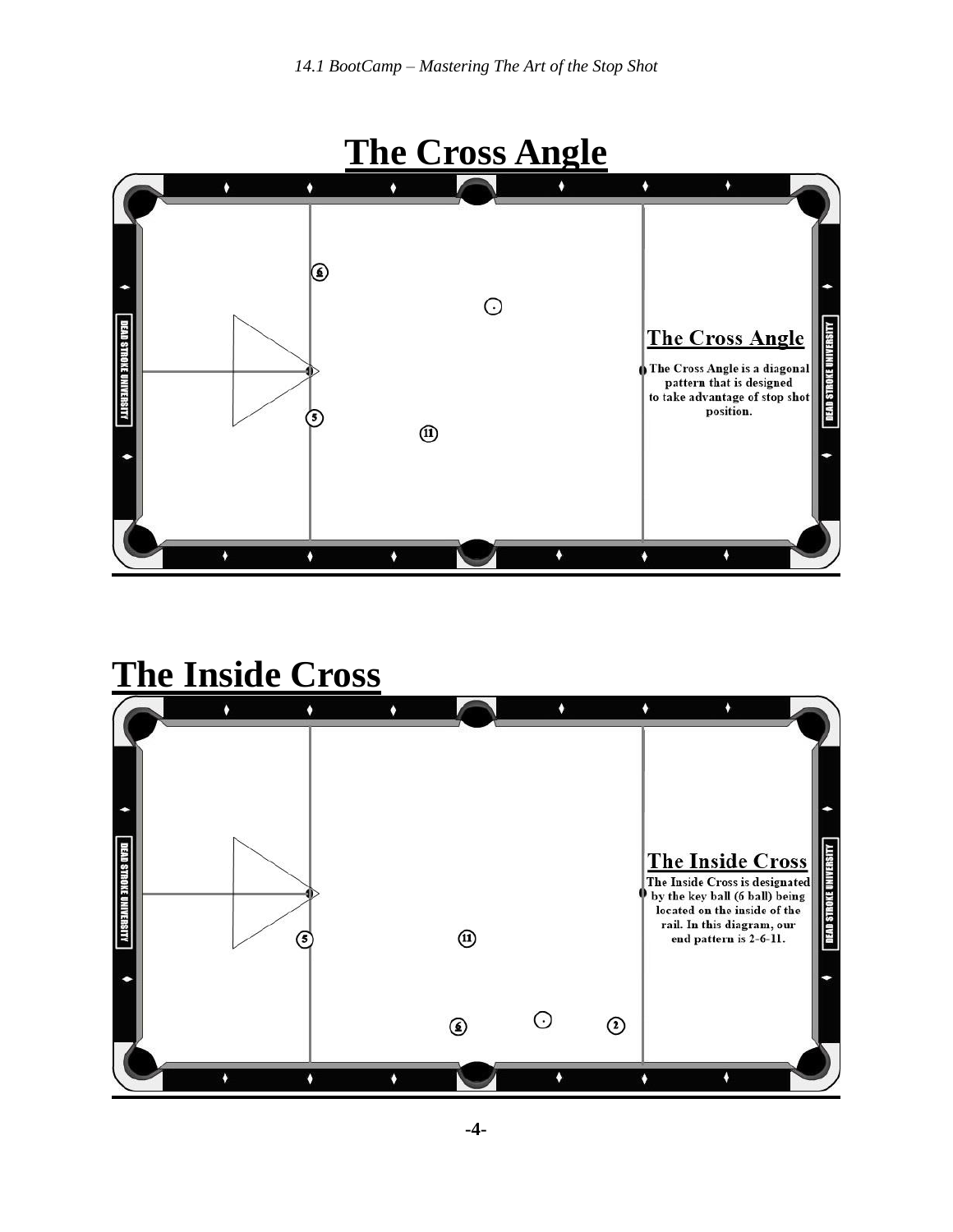# The Cross Angle

## The Cross Angle

The Cross Angle is a diagonal pattern that is designed to take advantage of stop shot position.

# The Inside Cross

## The Inside Cross

The Inside Cross is designated by the key ball (6 ball) being located on the inside of the rail. In this diagram, our end pattern is 2-6-11.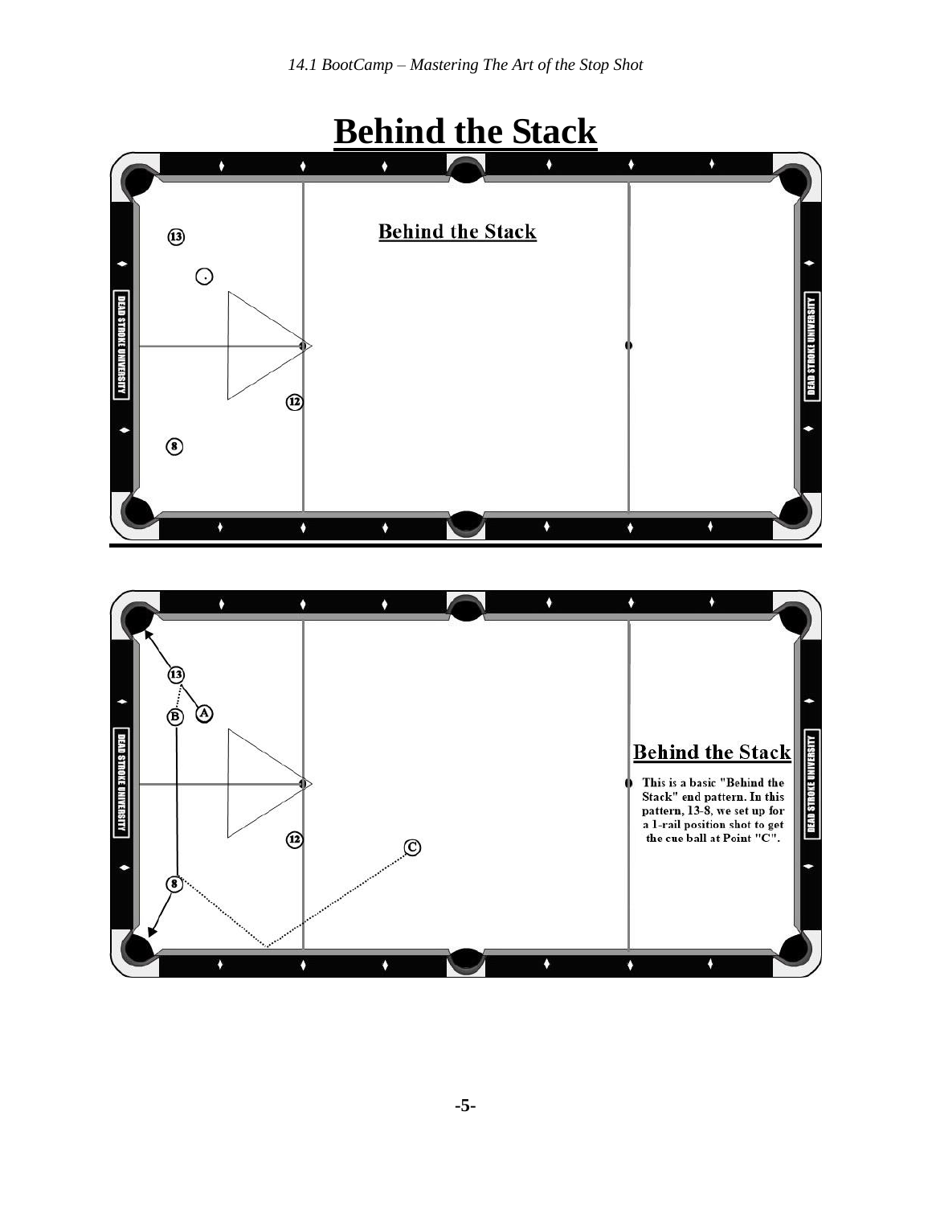# Behind the Stack

Behind the Stack

13

12

8

Behind the Stack

This is a basic "Behind the Stack" end pattern. In this pattern, 13-8, we set up for a 1-rail position shot to get the cue ball at Point "C".

13

A

B

12

C

8

DEAD STROKE UNIVERSITY